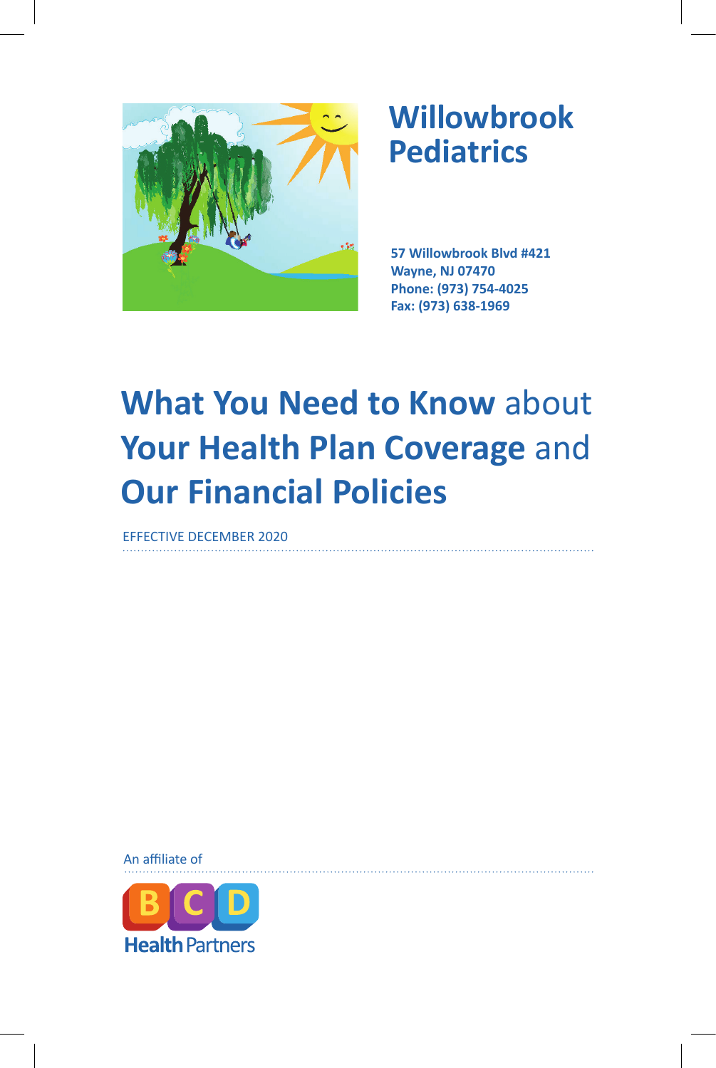# Willowbrook Pediatrics

**57 Willowbrook Blvd #421**
**Wayne, NJ 07470**
**Phone: (973) 754-4025**
**Fax: (973) 638-1969**

# **What You Need to Know** about **Your Health Plan Coverage** and **Our Financial Policies**

EFFECTIVE DECEMBER 2020

An affiliate of

BCD Health Partners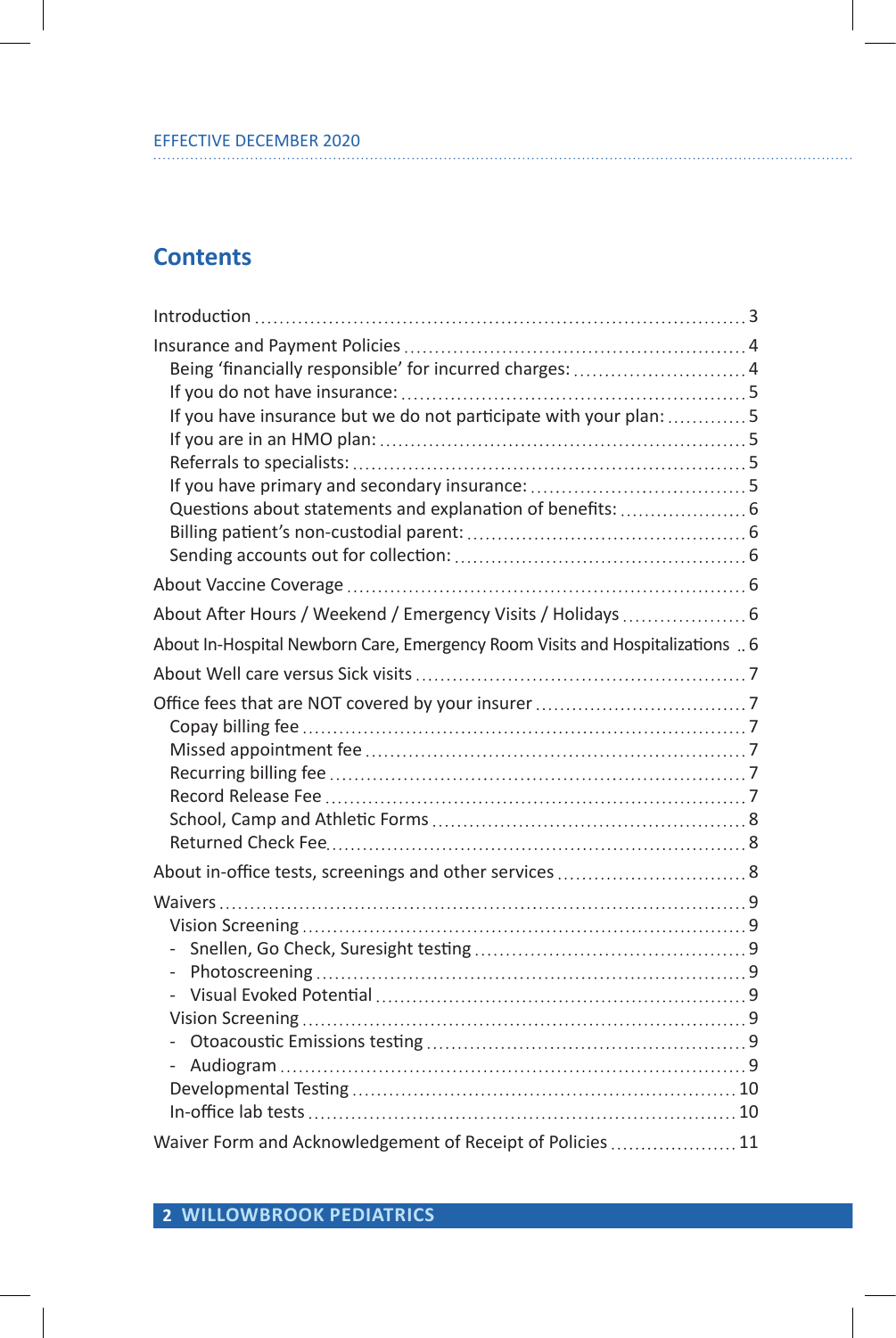EFFECTIVE DECEMBER 2020

## Contents

Introduction ... 3

Insurance and Payment Policies ... 4
- Being 'financially responsible' for incurred charges: ... 4
- If you do not have insurance: ... 5
- If you have insurance but we do not participate with your plan: ... 5
- If you are in an HMO plan: ... 5
- Referrals to specialists: ... 5
- If you have primary and secondary insurance: ... 5
- Questions about statements and explanation of benefits: ... 6
- Billing patient's non-custodial parent: ... 6
- Sending accounts out for collection: ... 6

About Vaccine Coverage ... 6

About After Hours / Weekend / Emergency Visits / Holidays ... 6

About In-Hospital Newborn Care, Emergency Room Visits and Hospitalizations ... 6

About Well care versus Sick visits ... 7

Office fees that are NOT covered by your insurer ... 7
- Copay billing fee ... 7
- Missed appointment fee ... 7
- Recurring billing fee ... 7
- Record Release Fee ... 7
- School, Camp and Athletic Forms ... 8
- Returned Check Fee ... 8

About in-office tests, screenings and other services ... 8

Waivers ... 9
- Vision Screening ... 9
  - Snellen, Go Check, Suresight testing ... 9
  - Photoscreening ... 9
  - Visual Evoked Potential ... 9
- Vision Screening ... 9
  - Otoacoustic Emissions testing ... 9
  - Audiogram ... 9
- Developmental Testing ... 10
- In-office lab tests ... 10

Waiver Form and Acknowledgement of Receipt of Policies ... 11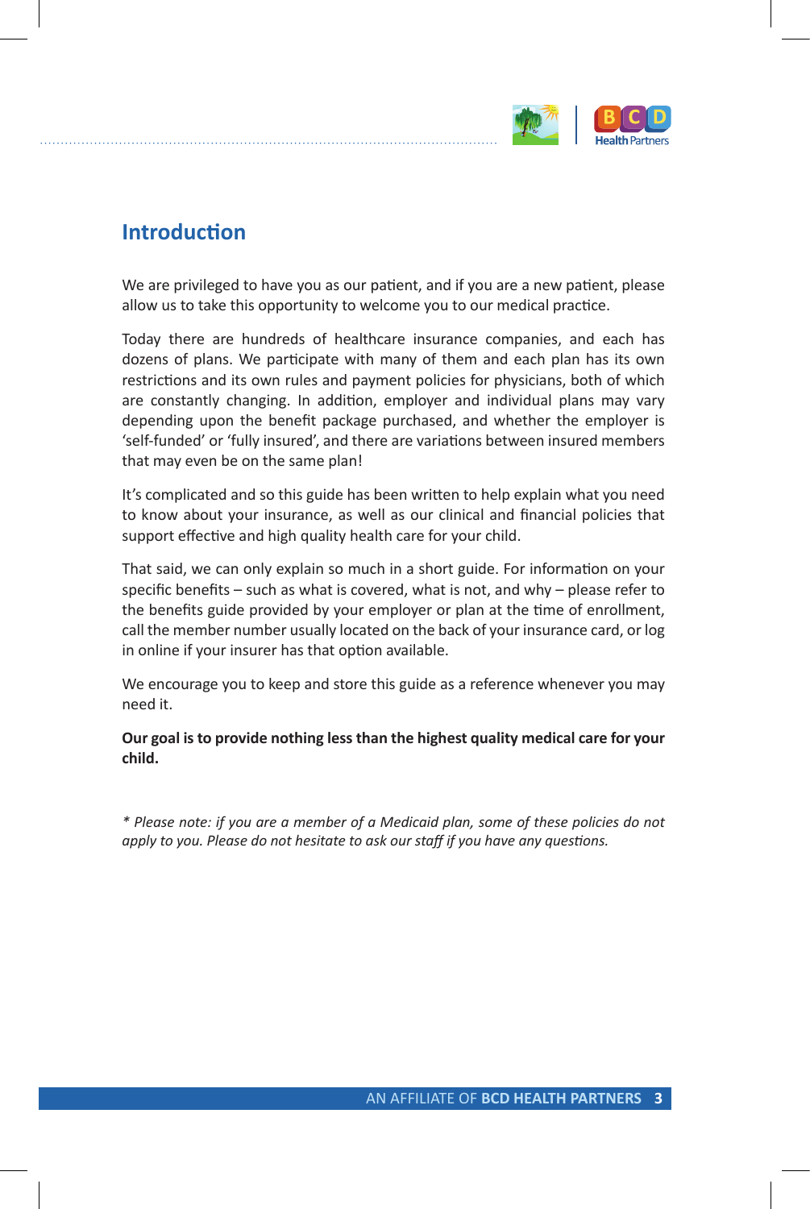## Introduction

We are privileged to have you as our patient, and if you are a new patient, please allow us to take this opportunity to welcome you to our medical practice.

Today there are hundreds of healthcare insurance companies, and each has dozens of plans. We participate with many of them and each plan has its own restrictions and its own rules and payment policies for physicians, both of which are constantly changing. In addition, employer and individual plans may vary depending upon the benefit package purchased, and whether the employer is 'self-funded' or 'fully insured', and there are variations between insured members that may even be on the same plan!

It's complicated and so this guide has been written to help explain what you need to know about your insurance, as well as our clinical and financial policies that support effective and high quality health care for your child.

That said, we can only explain so much in a short guide. For information on your specific benefits – such as what is covered, what is not, and why – please refer to the benefits guide provided by your employer or plan at the time of enrollment, call the member number usually located on the back of your insurance card, or log in online if your insurer has that option available.

We encourage you to keep and store this guide as a reference whenever you may need it.

**Our goal is to provide nothing less than the highest quality medical care for your child.**

*\* Please note: if you are a member of a Medicaid plan, some of these policies do not apply to you. Please do not hesitate to ask our staff if you have any questions.*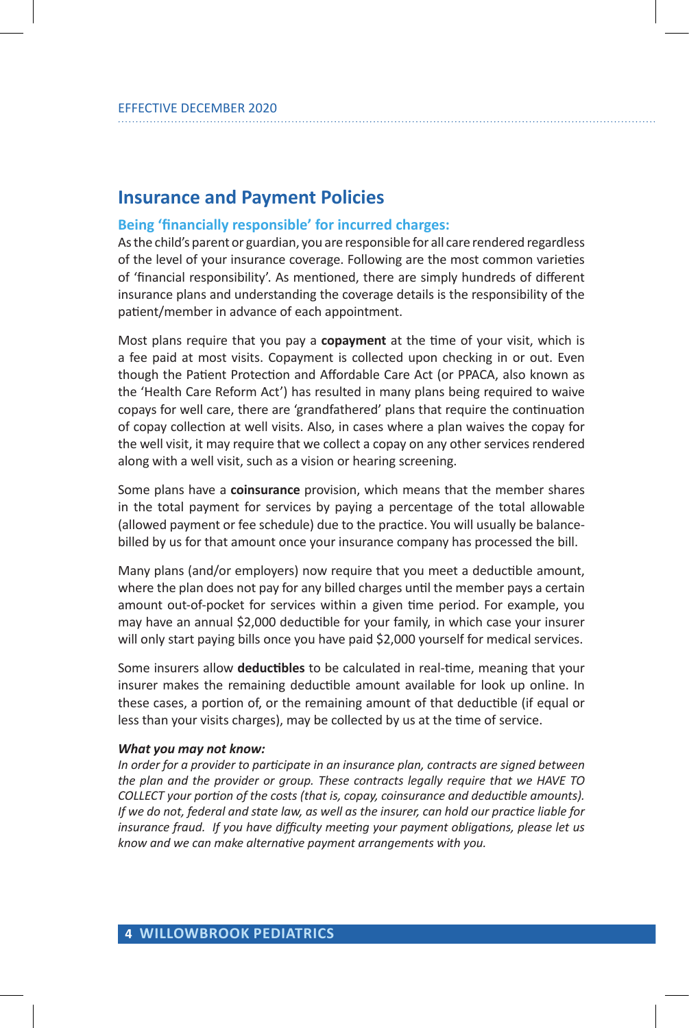EFFECTIVE DECEMBER 2020

## Insurance and Payment Policies

### Being 'financially responsible' for incurred charges:

As the child's parent or guardian, you are responsible for all care rendered regardless of the level of your insurance coverage. Following are the most common varieties of 'financial responsibility'. As mentioned, there are simply hundreds of different insurance plans and understanding the coverage details is the responsibility of the patient/member in advance of each appointment.

Most plans require that you pay a **copayment** at the time of your visit, which is a fee paid at most visits. Copayment is collected upon checking in or out. Even though the Patient Protection and Affordable Care Act (or PPACA, also known as the 'Health Care Reform Act') has resulted in many plans being required to waive copays for well care, there are 'grandfathered' plans that require the continuation of copay collection at well visits. Also, in cases where a plan waives the copay for the well visit, it may require that we collect a copay on any other services rendered along with a well visit, such as a vision or hearing screening.

Some plans have a **coinsurance** provision, which means that the member shares in the total payment for services by paying a percentage of the total allowable (allowed payment or fee schedule) due to the practice. You will usually be balance-billed by us for that amount once your insurance company has processed the bill.

Many plans (and/or employers) now require that you meet a deductible amount, where the plan does not pay for any billed charges until the member pays a certain amount out-of-pocket for services within a given time period. For example, you may have an annual $2,000 deductible for your family, in which case your insurer will only start paying bills once you have paid $2,000 yourself for medical services.

Some insurers allow **deductibles** to be calculated in real-time, meaning that your insurer makes the remaining deductible amount available for look up online. In these cases, a portion of, or the remaining amount of that deductible (if equal or less than your visits charges), may be collected by us at the time of service.

***What you may not know:***

*In order for a provider to participate in an insurance plan, contracts are signed between the plan and the provider or group. These contracts legally require that we HAVE TO COLLECT your portion of the costs (that is, copay, coinsurance and deductible amounts). If we do not, federal and state law, as well as the insurer, can hold our practice liable for insurance fraud. If you have difficulty meeting your payment obligations, please let us know and we can make alternative payment arrangements with you.*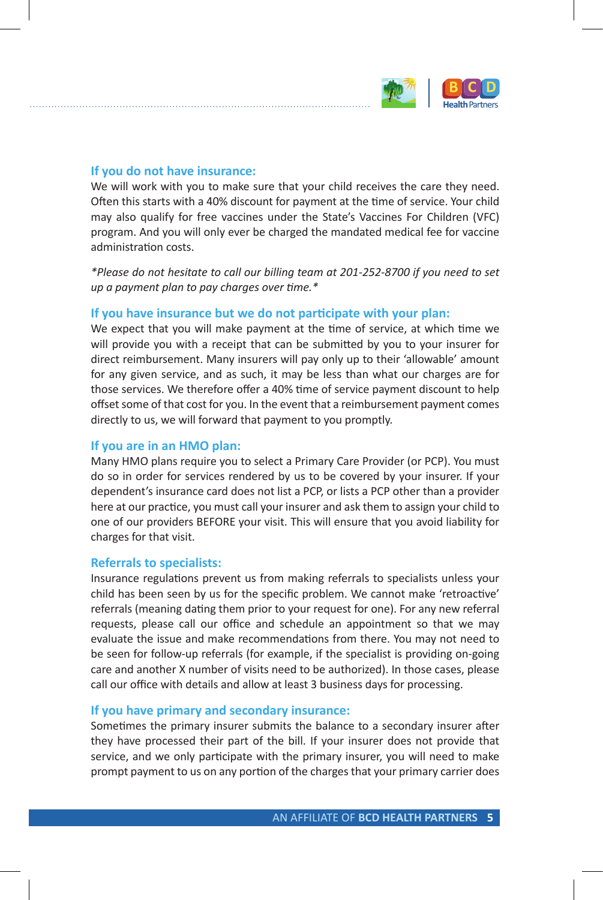### If you do not have insurance:

We will work with you to make sure that your child receives the care they need. Often this starts with a 40% discount for payment at the time of service. Your child may also qualify for free vaccines under the State's Vaccines For Children (VFC) program. And you will only ever be charged the mandated medical fee for vaccine administration costs.

*\*Please do not hesitate to call our billing team at 201-252-8700 if you need to set up a payment plan to pay charges over time.\**

### If you have insurance but we do not participate with your plan:

We expect that you will make payment at the time of service, at which time we will provide you with a receipt that can be submitted by you to your insurer for direct reimbursement. Many insurers will pay only up to their 'allowable' amount for any given service, and as such, it may be less than what our charges are for those services. We therefore offer a 40% time of service payment discount to help offset some of that cost for you. In the event that a reimbursement payment comes directly to us, we will forward that payment to you promptly.

### If you are in an HMO plan:

Many HMO plans require you to select a Primary Care Provider (or PCP). You must do so in order for services rendered by us to be covered by your insurer. If your dependent's insurance card does not list a PCP, or lists a PCP other than a provider here at our practice, you must call your insurer and ask them to assign your child to one of our providers BEFORE your visit. This will ensure that you avoid liability for charges for that visit.

### Referrals to specialists:

Insurance regulations prevent us from making referrals to specialists unless your child has been seen by us for the specific problem. We cannot make 'retroactive' referrals (meaning dating them prior to your request for one). For any new referral requests, please call our office and schedule an appointment so that we may evaluate the issue and make recommendations from there. You may not need to be seen for follow-up referrals (for example, if the specialist is providing on-going care and another X number of visits need to be authorized). In those cases, please call our office with details and allow at least 3 business days for processing.

### If you have primary and secondary insurance:

Sometimes the primary insurer submits the balance to a secondary insurer after they have processed their part of the bill. If your insurer does not provide that service, and we only participate with the primary insurer, you will need to make prompt payment to us on any portion of the charges that your primary carrier does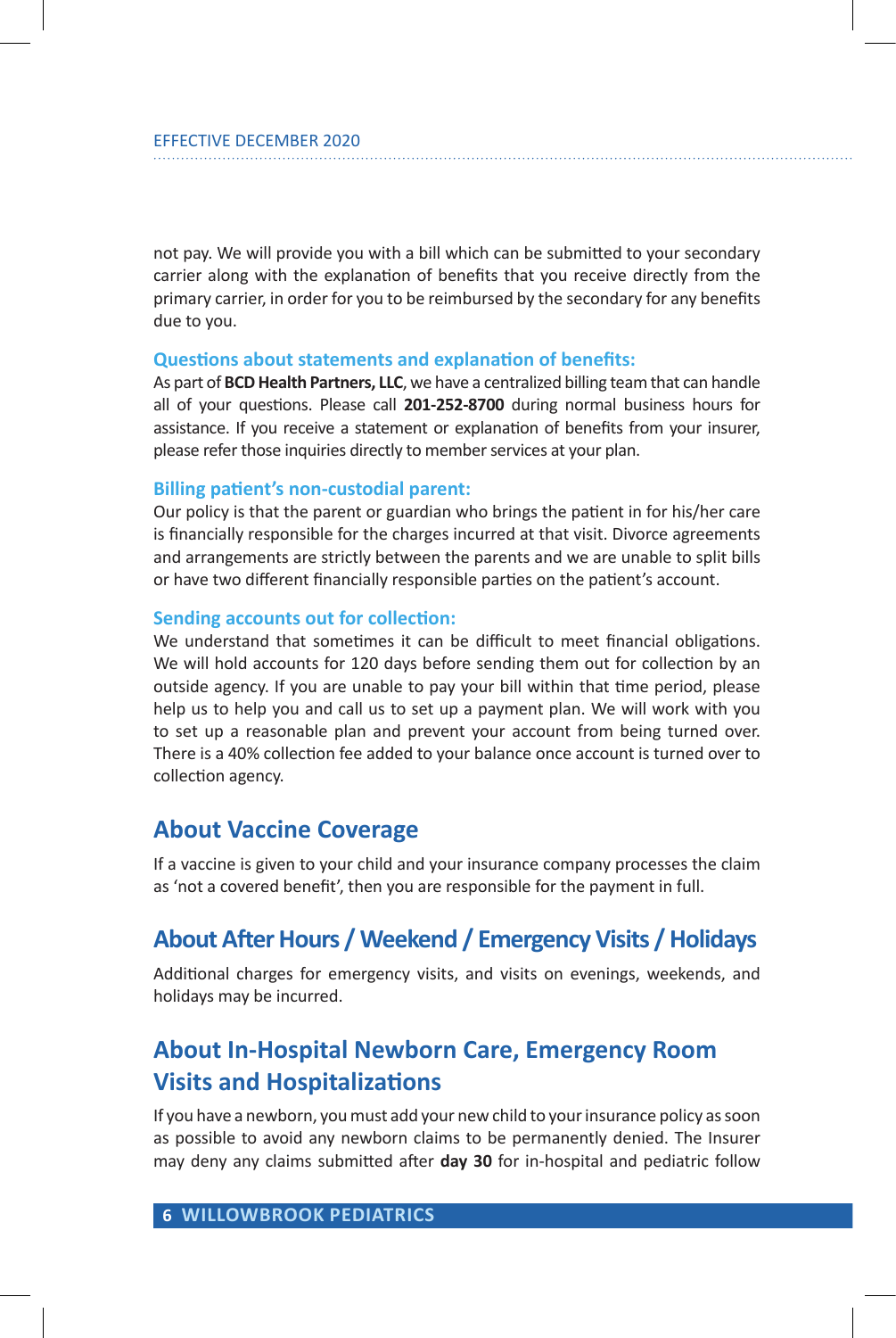not pay. We will provide you with a bill which can be submitted to your secondary carrier along with the explanation of benefits that you receive directly from the primary carrier, in order for you to be reimbursed by the secondary for any benefits due to you.

### Questions about statements and explanation of benefits:

As part of **BCD Health Partners, LLC**, we have a centralized billing team that can handle all of your questions. Please call **201-252-8700** during normal business hours for assistance. If you receive a statement or explanation of benefits from your insurer, please refer those inquiries directly to member services at your plan.

### Billing patient's non-custodial parent:

Our policy is that the parent or guardian who brings the patient in for his/her care is financially responsible for the charges incurred at that visit. Divorce agreements and arrangements are strictly between the parents and we are unable to split bills or have two different financially responsible parties on the patient's account.

### Sending accounts out for collection:

We understand that sometimes it can be difficult to meet financial obligations. We will hold accounts for 120 days before sending them out for collection by an outside agency. If you are unable to pay your bill within that time period, please help us to help you and call us to set up a payment plan. We will work with you to set up a reasonable plan and prevent your account from being turned over. There is a 40% collection fee added to your balance once account is turned over to collection agency.

## About Vaccine Coverage

If a vaccine is given to your child and your insurance company processes the claim as 'not a covered benefit', then you are responsible for the payment in full.

## About After Hours / Weekend / Emergency Visits / Holidays

Additional charges for emergency visits, and visits on evenings, weekends, and holidays may be incurred.

## About In-Hospital Newborn Care, Emergency Room Visits and Hospitalizations

If you have a newborn, you must add your new child to your insurance policy as soon as possible to avoid any newborn claims to be permanently denied. The Insurer may deny any claims submitted after **day 30** for in-hospital and pediatric follow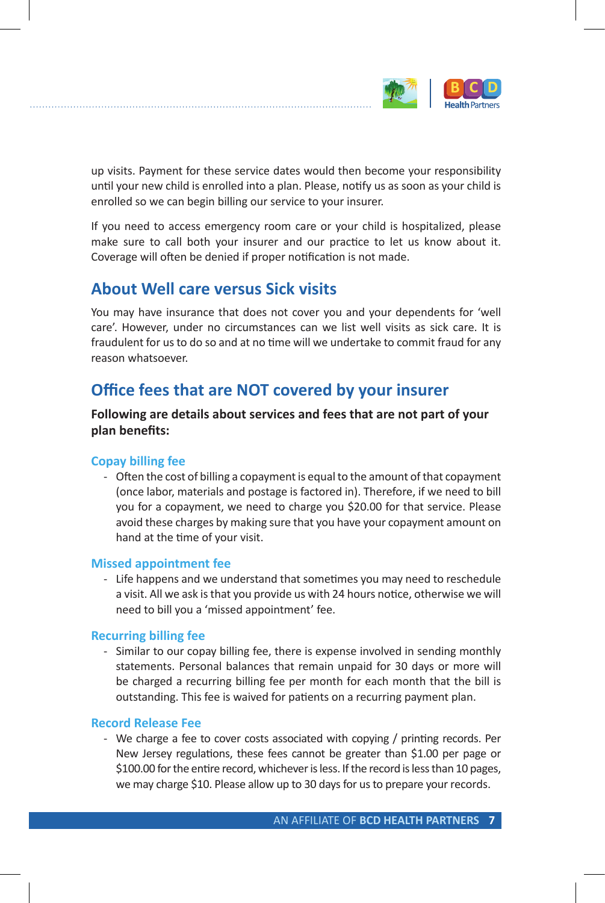up visits. Payment for these service dates would then become your responsibility until your new child is enrolled into a plan. Please, notify us as soon as your child is enrolled so we can begin billing our service to your insurer.

If you need to access emergency room care or your child is hospitalized, please make sure to call both your insurer and our practice to let us know about it. Coverage will often be denied if proper notification is not made.

## About Well care versus Sick visits

You may have insurance that does not cover you and your dependents for 'well care'. However, under no circumstances can we list well visits as sick care. It is fraudulent for us to do so and at no time will we undertake to commit fraud for any reason whatsoever.

## Office fees that are NOT covered by your insurer

**Following are details about services and fees that are not part of your plan benefits:**

### Copay billing fee

- Often the cost of billing a copayment is equal to the amount of that copayment (once labor, materials and postage is factored in). Therefore, if we need to bill you for a copayment, we need to charge you $20.00 for that service. Please avoid these charges by making sure that you have your copayment amount on hand at the time of your visit.

### Missed appointment fee

- Life happens and we understand that sometimes you may need to reschedule a visit. All we ask is that you provide us with 24 hours notice, otherwise we will need to bill you a 'missed appointment' fee.

### Recurring billing fee

- Similar to our copay billing fee, there is expense involved in sending monthly statements. Personal balances that remain unpaid for 30 days or more will be charged a recurring billing fee per month for each month that the bill is outstanding. This fee is waived for patients on a recurring payment plan.

### Record Release Fee

- We charge a fee to cover costs associated with copying / printing records. Per New Jersey regulations, these fees cannot be greater than $1.00 per page or $100.00 for the entire record, whichever is less. If the record is less than 10 pages, we may charge $10. Please allow up to 30 days for us to prepare your records.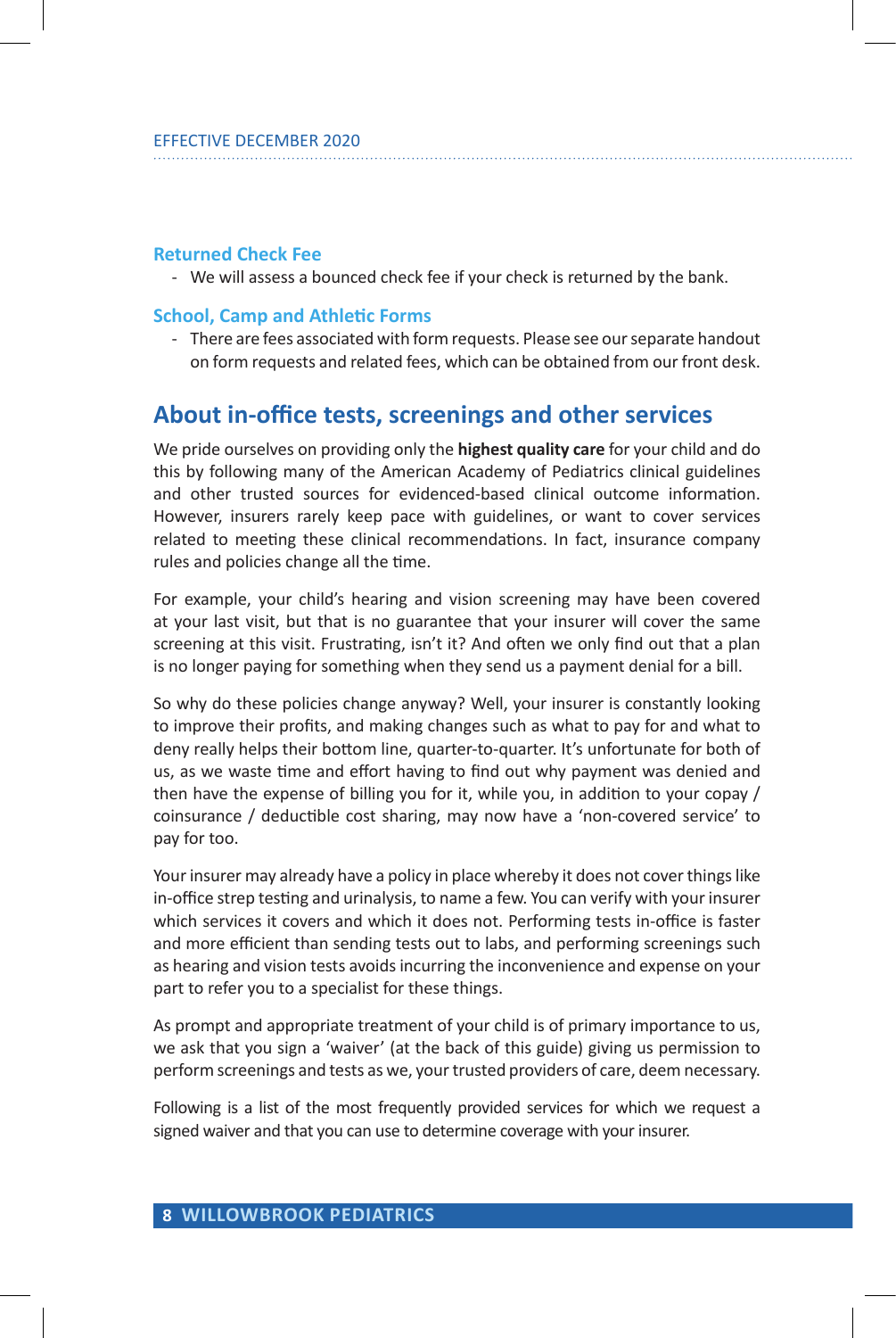EFFECTIVE DECEMBER 2020

### Returned Check Fee

- We will assess a bounced check fee if your check is returned by the bank.

### School, Camp and Athletic Forms

- There are fees associated with form requests. Please see our separate handout on form requests and related fees, which can be obtained from our front desk.

## About in-office tests, screenings and other services

We pride ourselves on providing only the **highest quality care** for your child and do this by following many of the American Academy of Pediatrics clinical guidelines and other trusted sources for evidenced-based clinical outcome information. However, insurers rarely keep pace with guidelines, or want to cover services related to meeting these clinical recommendations. In fact, insurance company rules and policies change all the time.

For example, your child's hearing and vision screening may have been covered at your last visit, but that is no guarantee that your insurer will cover the same screening at this visit. Frustrating, isn't it? And often we only find out that a plan is no longer paying for something when they send us a payment denial for a bill.

So why do these policies change anyway? Well, your insurer is constantly looking to improve their profits, and making changes such as what to pay for and what to deny really helps their bottom line, quarter-to-quarter. It's unfortunate for both of us, as we waste time and effort having to find out why payment was denied and then have the expense of billing you for it, while you, in addition to your copay / coinsurance / deductible cost sharing, may now have a 'non-covered service' to pay for too.

Your insurer may already have a policy in place whereby it does not cover things like in-office strep testing and urinalysis, to name a few. You can verify with your insurer which services it covers and which it does not. Performing tests in-office is faster and more efficient than sending tests out to labs, and performing screenings such as hearing and vision tests avoids incurring the inconvenience and expense on your part to refer you to a specialist for these things.

As prompt and appropriate treatment of your child is of primary importance to us, we ask that you sign a 'waiver' (at the back of this guide) giving us permission to perform screenings and tests as we, your trusted providers of care, deem necessary.

Following is a list of the most frequently provided services for which we request a signed waiver and that you can use to determine coverage with your insurer.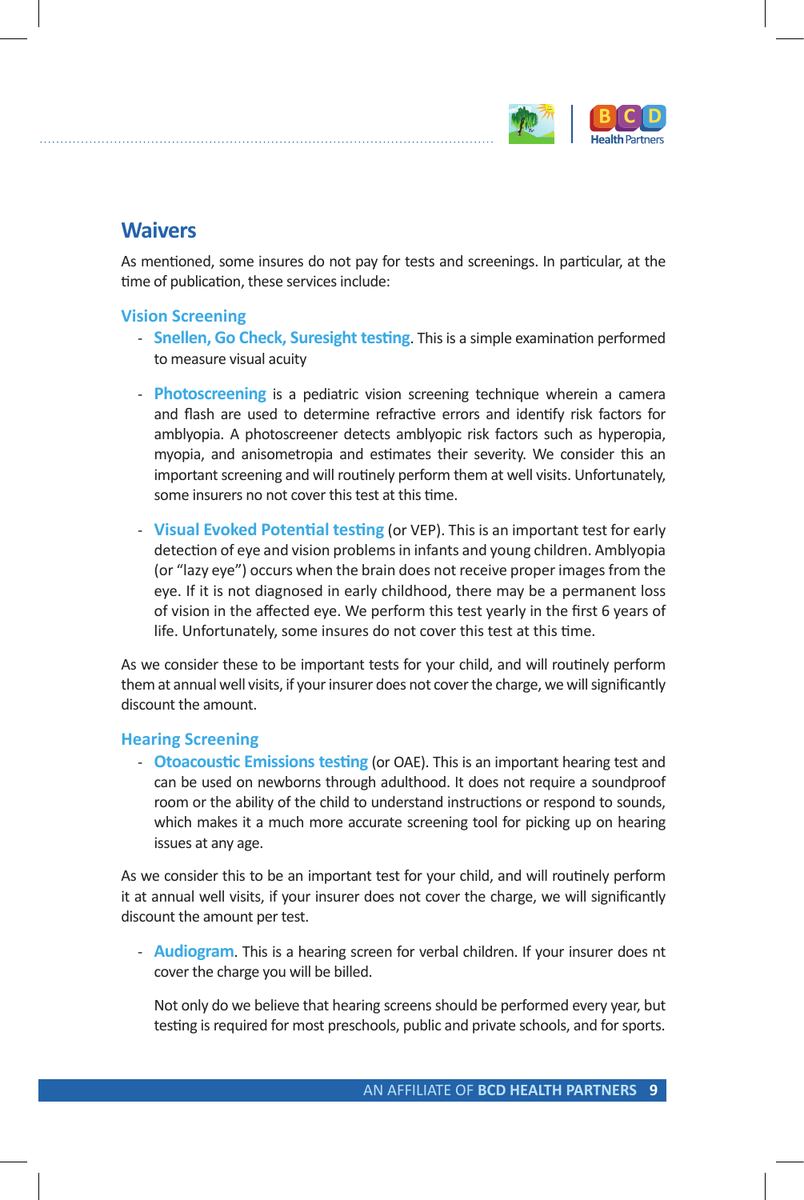## Waivers

As mentioned, some insures do not pay for tests and screenings. In particular, at the time of publication, these services include:

### Vision Screening

- **Snellen, Go Check, Suresight testing**. This is a simple examination performed to measure visual acuity

- **Photoscreening** is a pediatric vision screening technique wherein a camera and flash are used to determine refractive errors and identify risk factors for amblyopia. A photoscreener detects amblyopic risk factors such as hyperopia, myopia, and anisometropia and estimates their severity. We consider this an important screening and will routinely perform them at well visits. Unfortunately, some insurers no not cover this test at this time.

- **Visual Evoked Potential testing** (or VEP). This is an important test for early detection of eye and vision problems in infants and young children. Amblyopia (or "lazy eye") occurs when the brain does not receive proper images from the eye. If it is not diagnosed in early childhood, there may be a permanent loss of vision in the affected eye. We perform this test yearly in the first 6 years of life. Unfortunately, some insures do not cover this test at this time.

As we consider these to be important tests for your child, and will routinely perform them at annual well visits, if your insurer does not cover the charge, we will significantly discount the amount.

### Hearing Screening

- **Otoacoustic Emissions testing** (or OAE). This is an important hearing test and can be used on newborns through adulthood. It does not require a soundproof room or the ability of the child to understand instructions or respond to sounds, which makes it a much more accurate screening tool for picking up on hearing issues at any age.

As we consider this to be an important test for your child, and will routinely perform it at annual well visits, if your insurer does not cover the charge, we will significantly discount the amount per test.

- **Audiogram**. This is a hearing screen for verbal children. If your insurer does nt cover the charge you will be billed.

  Not only do we believe that hearing screens should be performed every year, but testing is required for most preschools, public and private schools, and for sports.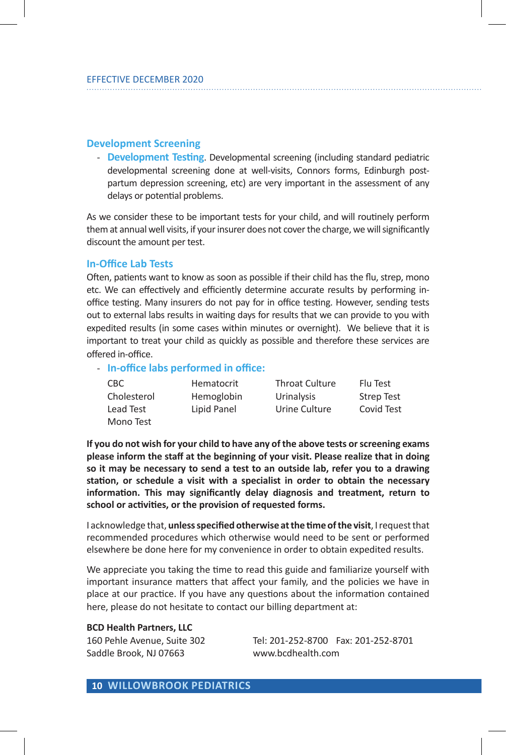EFFECTIVE DECEMBER 2020

## Development Screening

- **Development Testing**. Developmental screening (including standard pediatric developmental screening done at well-visits, Connors forms, Edinburgh post-partum depression screening, etc) are very important in the assessment of any delays or potential problems.

As we consider these to be important tests for your child, and will routinely perform them at annual well visits, if your insurer does not cover the charge, we will significantly discount the amount per test.

## In-Office Lab Tests

Often, patients want to know as soon as possible if their child has the flu, strep, mono etc. We can effectively and efficiently determine accurate results by performing in-office testing. Many insurers do not pay for in office testing. However, sending tests out to external labs results in waiting days for results that we can provide to you with expedited results (in some cases within minutes or overnight). We believe that it is important to treat your child as quickly as possible and therefore these services are offered in-office.

- **In-office labs performed in office:**

| | | | |
|---|---|---|---|
| CBC | Hematocrit | Throat Culture | Flu Test |
| Cholesterol | Hemoglobin | Urinalysis | Strep Test |
| Lead Test | Lipid Panel | Urine Culture | Covid Test |
| Mono Test | | | |

**If you do not wish for your child to have any of the above tests or screening exams please inform the staff at the beginning of your visit. Please realize that in doing so it may be necessary to send a test to an outside lab, refer you to a drawing station, or schedule a visit with a specialist in order to obtain the necessary information. This may significantly delay diagnosis and treatment, return to school or activities, or the provision of requested forms.**

I acknowledge that, **unless specified otherwise at the time of the visit**, I request that recommended procedures which otherwise would need to be sent or performed elsewhere be done here for my convenience in order to obtain expedited results.

We appreciate you taking the time to read this guide and familiarize yourself with important insurance matters that affect your family, and the policies we have in place at our practice. If you have any questions about the information contained here, please do not hesitate to contact our billing department at:

**BCD Health Partners, LLC**
160 Pehle Avenue, Suite 302
Saddle Brook, NJ 07663

Tel: 201-252-8700 Fax: 201-252-8701
www.bcdhealth.com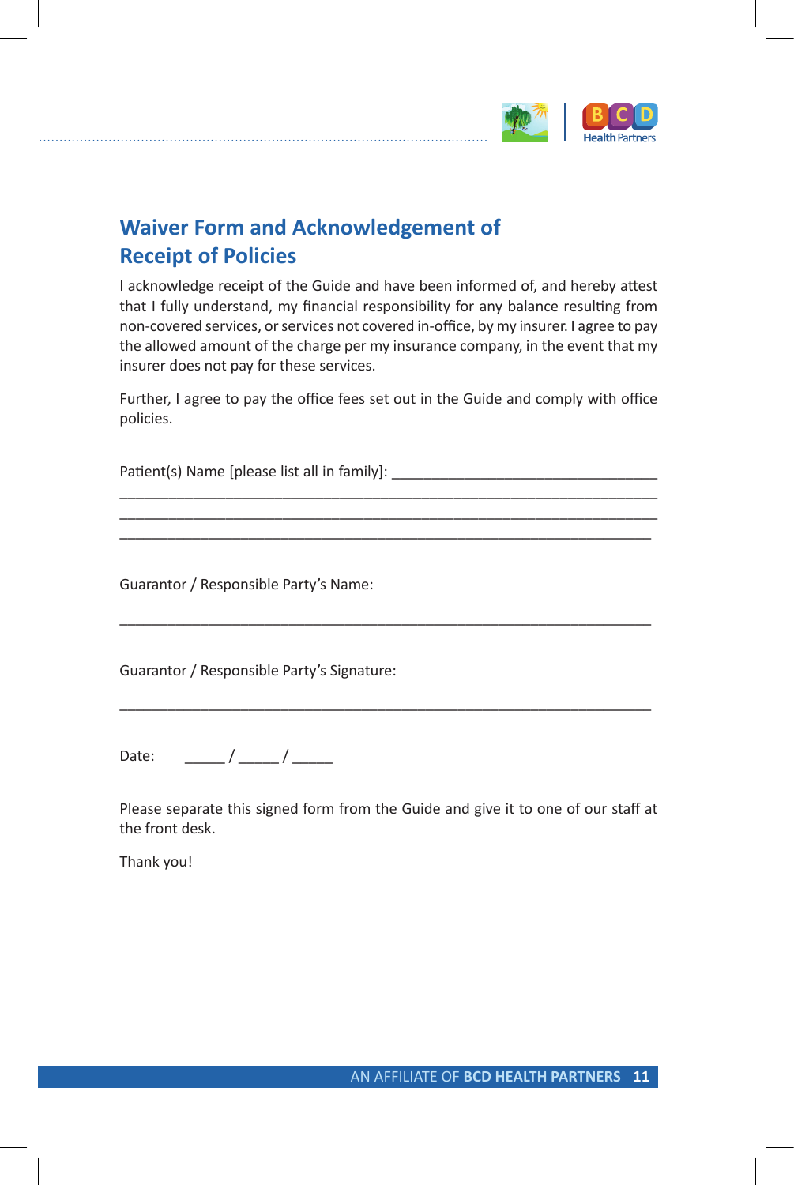## Waiver Form and Acknowledgement of Receipt of Policies

I acknowledge receipt of the Guide and have been informed of, and hereby attest that I fully understand, my financial responsibility for any balance resulting from non-covered services, or services not covered in-office, by my insurer. I agree to pay the allowed amount of the charge per my insurance company, in the event that my insurer does not pay for these services.

Further, I agree to pay the office fees set out in the Guide and comply with office policies.

Patient(s) Name [please list all in family]: ________________________________

______________________________________________________________________

______________________________________________________________________

______________________________________________________________________

Guarantor / Responsible Party's Name:

______________________________________________________________________

Guarantor / Responsible Party's Signature:

______________________________________________________________________

Date: _____ / _____ / _____

Please separate this signed form from the Guide and give it to one of our staff at the front desk.

Thank you!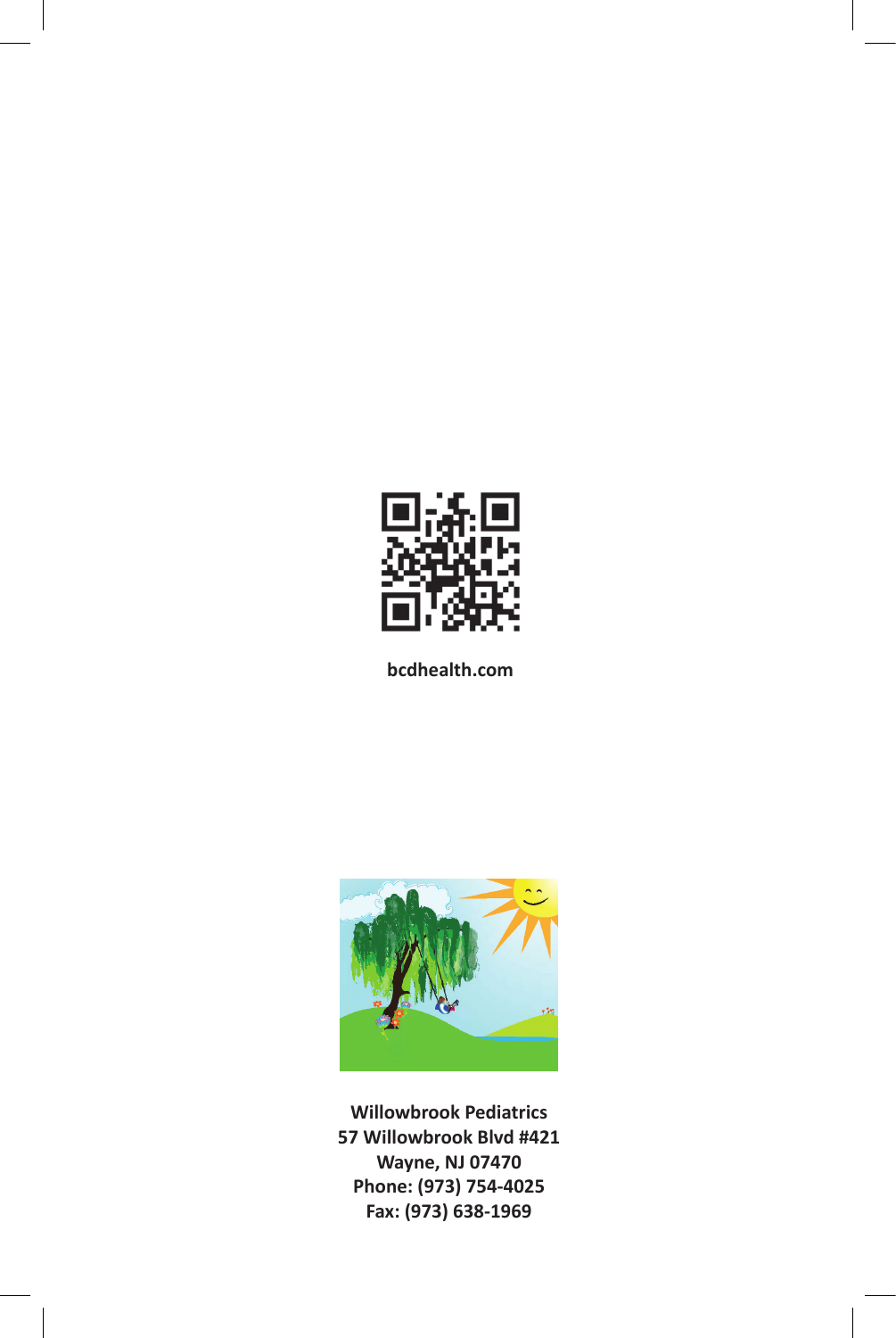bcdhealth.com

**Willowbrook Pediatrics**
**57 Willowbrook Blvd #421**
**Wayne, NJ 07470**
**Phone: (973) 754-4025**
**Fax: (973) 638-1969**